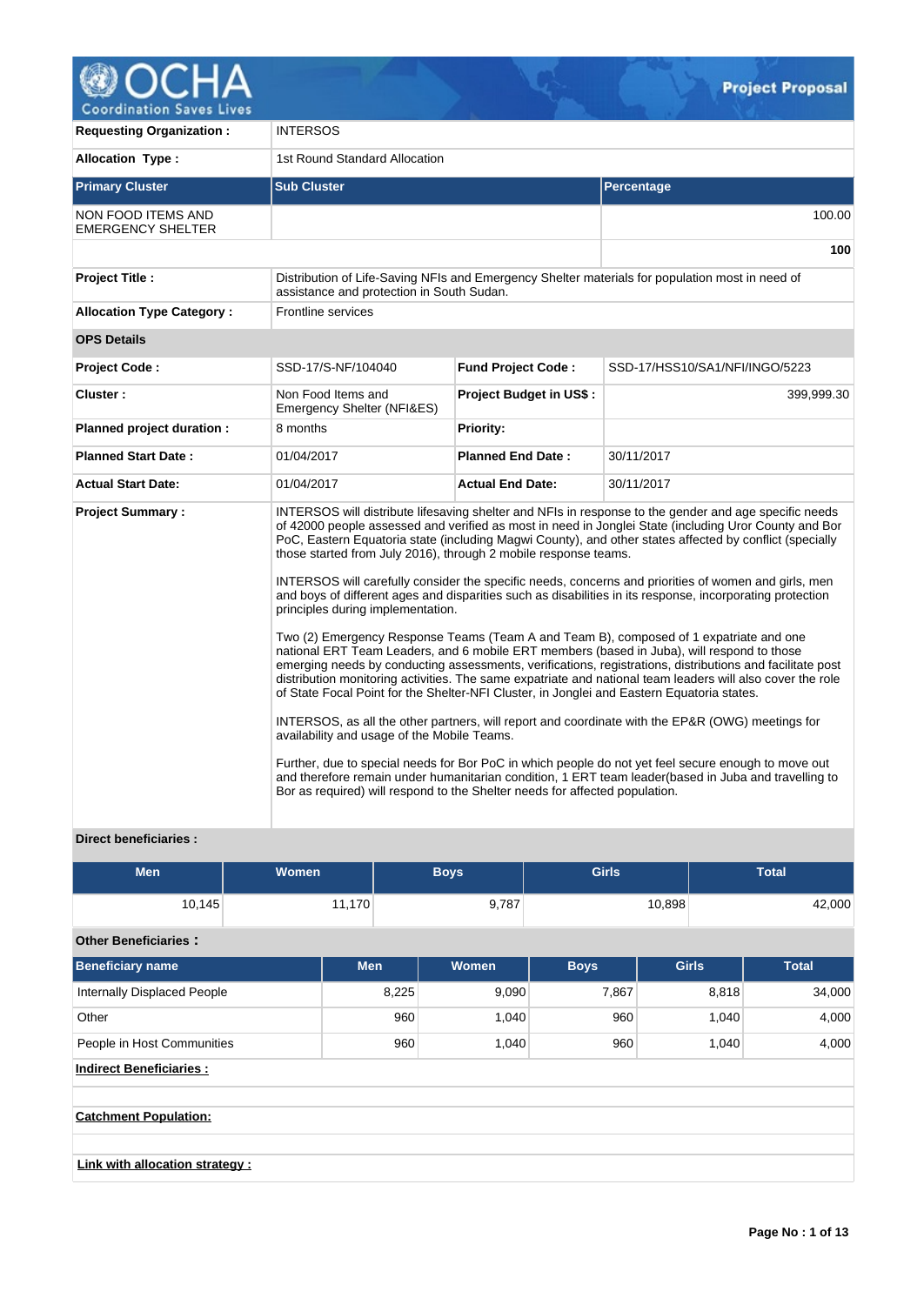**OCHA** Coordination Saves Lives — **Project Proposal**

| | |
|---|---|
| **Requesting Organization :** | INTERSOS |
| **Allocation Type :** | 1st Round Standard Allocation |

| Primary Cluster | Sub Cluster | Percentage |
|---|---|---|
| NON FOOD ITEMS AND EMERGENCY SHELTER | | 100.00 |
| | | **100** |

| | | | |
|---|---|---|---|
| **Project Title :** | Distribution of Life-Saving NFIs and Emergency Shelter materials for population most in need of assistance and protection in South Sudan. | | |
| **Allocation Type Category :** | Frontline services | | |
| **OPS Details** | | | |
| **Project Code :** | SSD-17/S-NF/104040 | **Fund Project Code :** | SSD-17/HSS10/SA1/NFI/INGO/5223 |
| **Cluster :** | Non Food Items and Emergency Shelter (NFI&ES) | **Project Budget in US$ :** | 399,999.30 |
| **Planned project duration :** | 8 months | **Priority:** | |
| **Planned Start Date :** | 01/04/2017 | **Planned End Date :** | 30/11/2017 |
| **Actual Start Date:** | 01/04/2017 | **Actual End Date:** | 30/11/2017 |

**Project Summary :**

INTERSOS will distribute lifesaving shelter and NFIs in response to the gender and age specific needs of 42000 people assessed and verified as most in need in Jonglei State (including Uror County and Bor PoC, Eastern Equatoria state (including Magwi County), and other states affected by conflict (specially those started from July 2016), through 2 mobile response teams.

INTERSOS will carefully consider the specific needs, concerns and priorities of women and girls, men and boys of different ages and disparities such as disabilities in its response, incorporating protection principles during implementation.

Two (2) Emergency Response Teams (Team A and Team B), composed of 1 expatriate and one national ERT Team Leaders, and 6 mobile ERT members (based in Juba), will respond to those emerging needs by conducting assessments, verifications, registrations, distributions and facilitate post distribution monitoring activities. The same expatriate and national team leaders will also cover the role of State Focal Point for the Shelter-NFI Cluster, in Jonglei and Eastern Equatoria states.

INTERSOS, as all the other partners, will report and coordinate with the EP&R (OWG) meetings for availability and usage of the Mobile Teams.

Further, due to special needs for Bor PoC in which people do not yet feel secure enough to move out and therefore remain under humanitarian condition, 1 ERT team leader(based in Juba and travelling to Bor as required) will respond to the Shelter needs for affected population.

**Direct beneficiaries :**

| Men | Women | Boys | Girls | Total |
|---|---|---|---|---|
| 10,145 | 11,170 | 9,787 | 10,898 | 42,000 |

**Other Beneficiaries :**

| Beneficiary name | Men | Women | Boys | Girls | Total |
|---|---|---|---|---|---|
| Internally Displaced People | 8,225 | 9,090 | 7,867 | 8,818 | 34,000 |
| Other | 960 | 1,040 | 960 | 1,040 | 4,000 |
| People in Host Communities | 960 | 1,040 | 960 | 1,040 | 4,000 |

**Indirect Beneficiaries :**

**Catchment Population:**

**Link with allocation strategy :**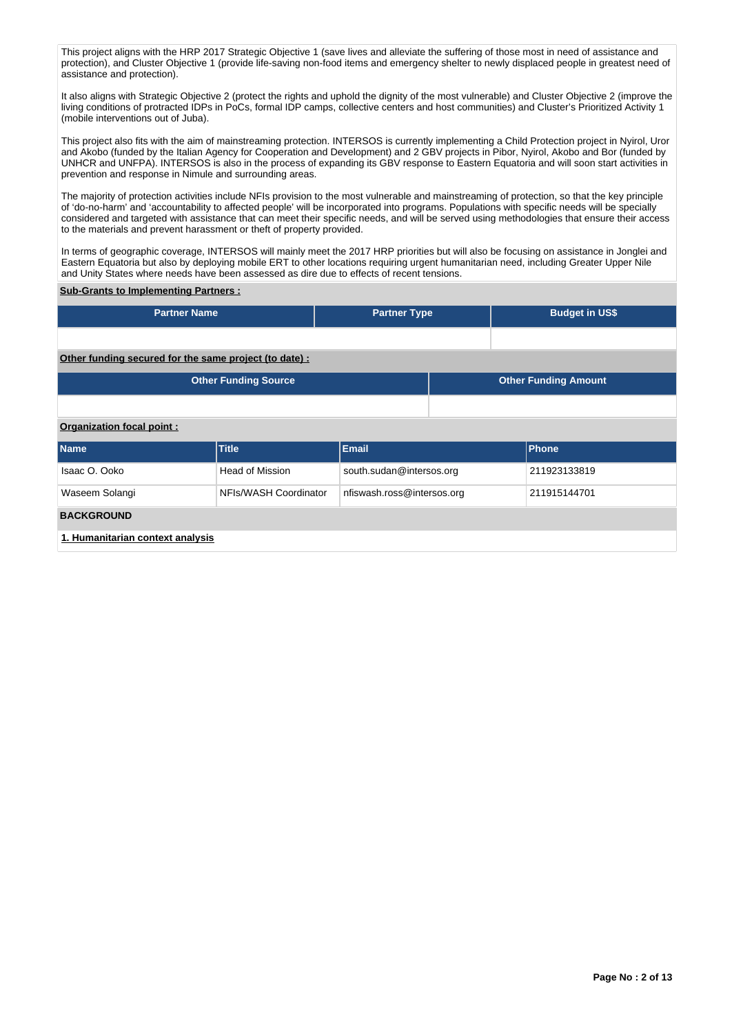This project aligns with the HRP 2017 Strategic Objective 1 (save lives and alleviate the suffering of those most in need of assistance and protection), and Cluster Objective 1 (provide life-saving non-food items and emergency shelter to newly displaced people in greatest need of assistance and protection).

It also aligns with Strategic Objective 2 (protect the rights and uphold the dignity of the most vulnerable) and Cluster Objective 2 (improve the living conditions of protracted IDPs in PoCs, formal IDP camps, collective centers and host communities) and Cluster's Prioritized Activity 1 (mobile interventions out of Juba).

This project also fits with the aim of mainstreaming protection. INTERSOS is currently implementing a Child Protection project in Nyirol, Uror and Akobo (funded by the Italian Agency for Cooperation and Development) and 2 GBV projects in Pibor, Nyirol, Akobo and Bor (funded by UNHCR and UNFPA). INTERSOS is also in the process of expanding its GBV response to Eastern Equatoria and will soon start activities in prevention and response in Nimule and surrounding areas.

The majority of protection activities include NFIs provision to the most vulnerable and mainstreaming of protection, so that the key principle of 'do-no-harm' and 'accountability to affected people' will be incorporated into programs. Populations with specific needs will be specially considered and targeted with assistance that can meet their specific needs, and will be served using methodologies that ensure their access to the materials and prevent harassment or theft of property provided.

In terms of geographic coverage, INTERSOS will mainly meet the 2017 HRP priorities but will also be focusing on assistance in Jonglei and Eastern Equatoria but also by deploying mobile ERT to other locations requiring urgent humanitarian need, including Greater Upper Nile and Unity States where needs have been assessed as dire due to effects of recent tensions.

**Sub-Grants to Implementing Partners :**

| Partner Name | Partner Type | Budget in US$ |
|---|---|---|
| | | |

**Other funding secured for the same project (to date) :**

| Other Funding Source | Other Funding Amount |
|---|---|
| | |

**Organization focal point :**

| Name | Title | Email | Phone |
|---|---|---|---|
| Isaac O. Ooko | Head of Mission | south.sudan@intersos.org | 211923133819 |
| Waseem Solangi | NFIs/WASH Coordinator | nfiswash.ross@intersos.org | 211915144701 |

## BACKGROUND

### 1. Humanitarian context analysis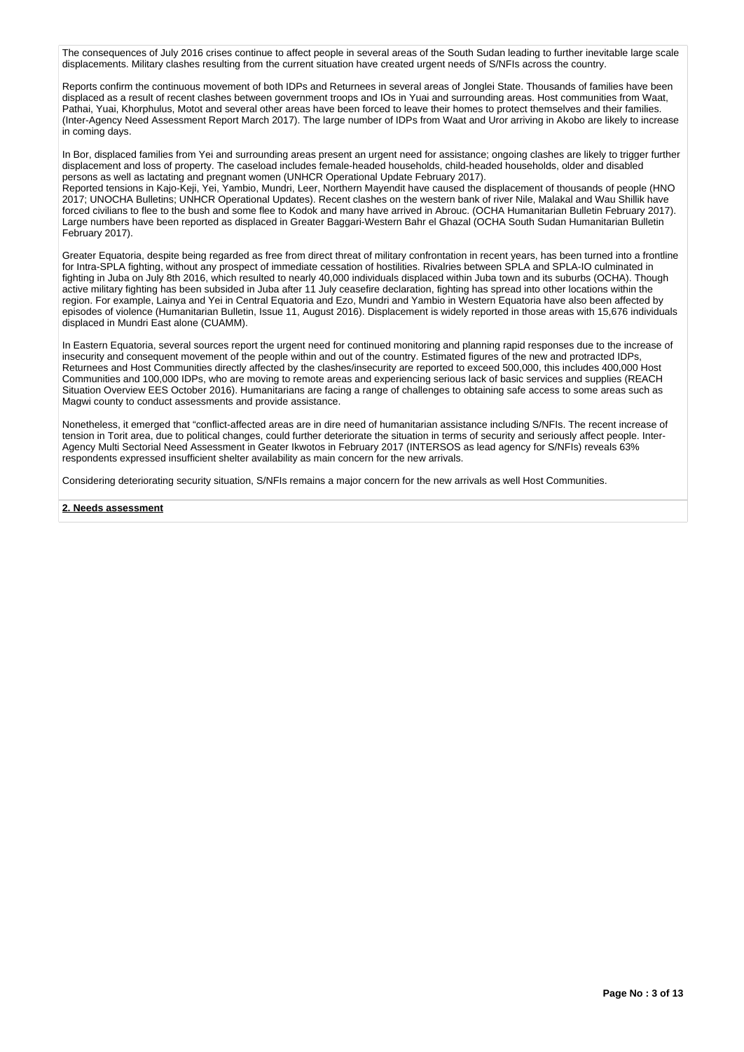The consequences of July 2016 crises continue to affect people in several areas of the South Sudan leading to further inevitable large scale displacements. Military clashes resulting from the current situation have created urgent needs of S/NFIs across the country.

Reports confirm the continuous movement of both IDPs and Returnees in several areas of Jonglei State. Thousands of families have been displaced as a result of recent clashes between government troops and IOs in Yuai and surrounding areas. Host communities from Waat, Pathai, Yuai, Khorphulus, Motot and several other areas have been forced to leave their homes to protect themselves and their families. (Inter-Agency Need Assessment Report March 2017). The large number of IDPs from Waat and Uror arriving in Akobo are likely to increase in coming days.

In Bor, displaced families from Yei and surrounding areas present an urgent need for assistance; ongoing clashes are likely to trigger further displacement and loss of property. The caseload includes female-headed households, child-headed households, older and disabled persons as well as lactating and pregnant women (UNHCR Operational Update February 2017).
Reported tensions in Kajo-Keji, Yei, Yambio, Mundri, Leer, Northern Mayendit have caused the displacement of thousands of people (HNO 2017; UNOCHA Bulletins; UNHCR Operational Updates). Recent clashes on the western bank of river Nile, Malakal and Wau Shillik have forced civilians to flee to the bush and some flee to Kodok and many have arrived in Abrouc. (OCHA Humanitarian Bulletin February 2017). Large numbers have been reported as displaced in Greater Baggari-Western Bahr el Ghazal (OCHA South Sudan Humanitarian Bulletin February 2017).

Greater Equatoria, despite being regarded as free from direct threat of military confrontation in recent years, has been turned into a frontline for Intra-SPLA fighting, without any prospect of immediate cessation of hostilities. Rivalries between SPLA and SPLA-IO culminated in fighting in Juba on July 8th 2016, which resulted to nearly 40,000 individuals displaced within Juba town and its suburbs (OCHA). Though active military fighting has been subsided in Juba after 11 July ceasefire declaration, fighting has spread into other locations within the region. For example, Lainya and Yei in Central Equatoria and Ezo, Mundri and Yambio in Western Equatoria have also been affected by episodes of violence (Humanitarian Bulletin, Issue 11, August 2016). Displacement is widely reported in those areas with 15,676 individuals displaced in Mundri East alone (CUAMM).

In Eastern Equatoria, several sources report the urgent need for continued monitoring and planning rapid responses due to the increase of insecurity and consequent movement of the people within and out of the country. Estimated figures of the new and protracted IDPs, Returnees and Host Communities directly affected by the clashes/insecurity are reported to exceed 500,000, this includes 400,000 Host Communities and 100,000 IDPs, who are moving to remote areas and experiencing serious lack of basic services and supplies (REACH Situation Overview EES October 2016). Humanitarians are facing a range of challenges to obtaining safe access to some areas such as Magwi county to conduct assessments and provide assistance.

Nonetheless, it emerged that "conflict-affected areas are in dire need of humanitarian assistance including S/NFIs. The recent increase of tension in Torit area, due to political changes, could further deteriorate the situation in terms of security and seriously affect people. Inter-Agency Multi Sectorial Need Assessment in Geater Ikwotos in February 2017 (INTERSOS as lead agency for S/NFIs) reveals 63% respondents expressed insufficient shelter availability as main concern for the new arrivals.

Considering deteriorating security situation, S/NFIs remains a major concern for the new arrivals as well Host Communities.

**2. Needs assessment**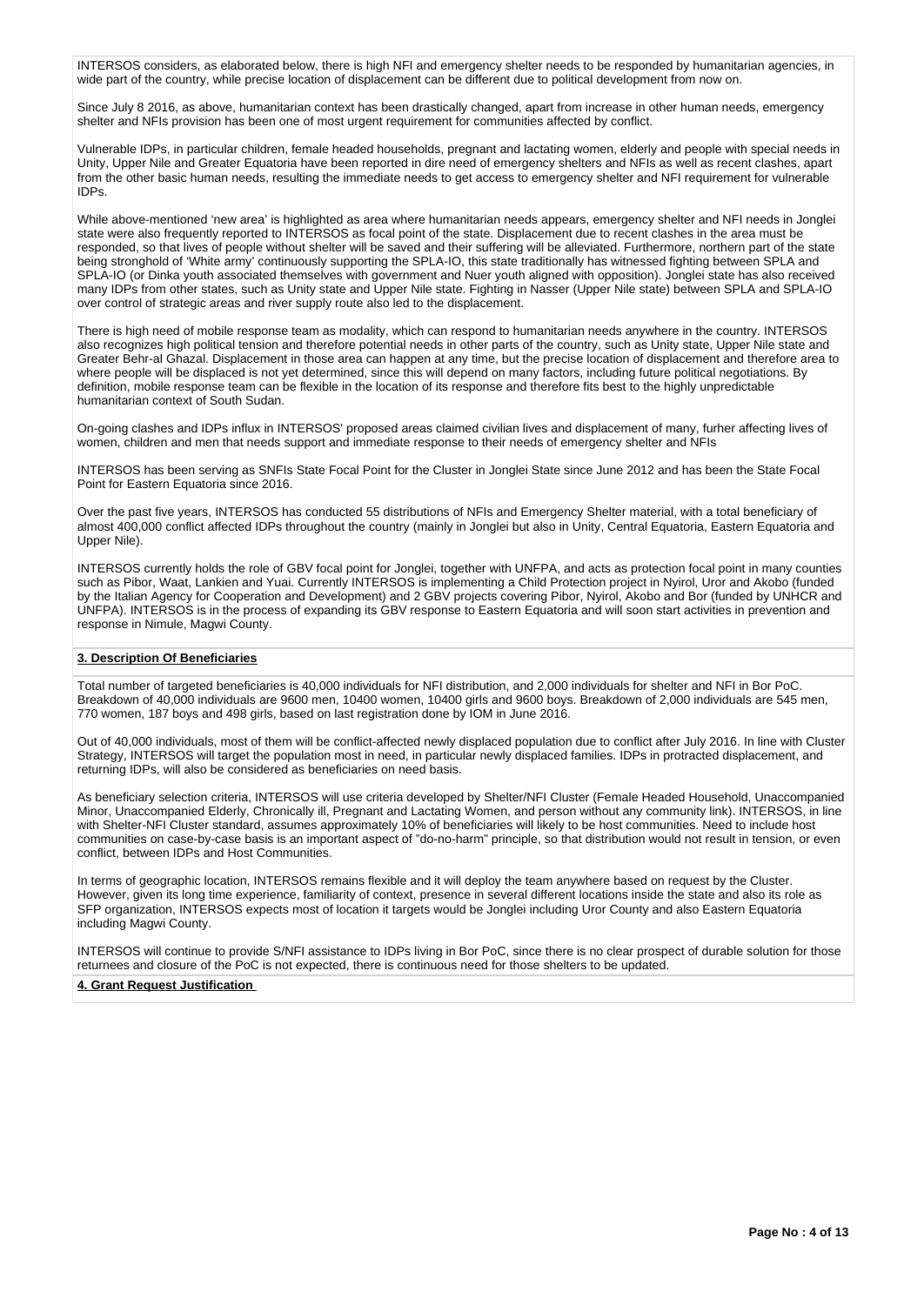INTERSOS considers, as elaborated below, there is high NFI and emergency shelter needs to be responded by humanitarian agencies, in wide part of the country, while precise location of displacement can be different due to political development from now on.

Since July 8 2016, as above, humanitarian context has been drastically changed, apart from increase in other human needs, emergency shelter and NFIs provision has been one of most urgent requirement for communities affected by conflict.

Vulnerable IDPs, in particular children, female headed households, pregnant and lactating women, elderly and people with special needs in Unity, Upper Nile and Greater Equatoria have been reported in dire need of emergency shelters and NFIs as well as recent clashes, apart from the other basic human needs, resulting the immediate needs to get access to emergency shelter and NFI requirement for vulnerable IDPs.

While above-mentioned 'new area' is highlighted as area where humanitarian needs appears, emergency shelter and NFI needs in Jonglei state were also frequently reported to INTERSOS as focal point of the state. Displacement due to recent clashes in the area must be responded, so that lives of people without shelter will be saved and their suffering will be alleviated. Furthermore, northern part of the state being stronghold of 'White army' continuously supporting the SPLA-IO, this state traditionally has witnessed fighting between SPLA and SPLA-IO (or Dinka youth associated themselves with government and Nuer youth aligned with opposition). Jonglei state has also received many IDPs from other states, such as Unity state and Upper Nile state. Fighting in Nasser (Upper Nile state) between SPLA and SPLA-IO over control of strategic areas and river supply route also led to the displacement.

There is high need of mobile response team as modality, which can respond to humanitarian needs anywhere in the country. INTERSOS also recognizes high political tension and therefore potential needs in other parts of the country, such as Unity state, Upper Nile state and Greater Behr-al Ghazal. Displacement in those area can happen at any time, but the precise location of displacement and therefore area to where people will be displaced is not yet determined, since this will depend on many factors, including future political negotiations. By definition, mobile response team can be flexible in the location of its response and therefore fits best to the highly unpredictable humanitarian context of South Sudan.

On-going clashes and IDPs influx in INTERSOS' proposed areas claimed civilian lives and displacement of many, furher affecting lives of women, children and men that needs support and immediate response to their needs of emergency shelter and NFIs

INTERSOS has been serving as SNFIs State Focal Point for the Cluster in Jonglei State since June 2012 and has been the State Focal Point for Eastern Equatoria since 2016.

Over the past five years, INTERSOS has conducted 55 distributions of NFIs and Emergency Shelter material, with a total beneficiary of almost 400,000 conflict affected IDPs throughout the country (mainly in Jonglei but also in Unity, Central Equatoria, Eastern Equatoria and Upper Nile).

INTERSOS currently holds the role of GBV focal point for Jonglei, together with UNFPA, and acts as protection focal point in many counties such as Pibor, Waat, Lankien and Yuai. Currently INTERSOS is implementing a Child Protection project in Nyirol, Uror and Akobo (funded by the Italian Agency for Cooperation and Development) and 2 GBV projects covering Pibor, Nyirol, Akobo and Bor (funded by UNHCR and UNFPA). INTERSOS is in the process of expanding its GBV response to Eastern Equatoria and will soon start activities in prevention and response in Nimule, Magwi County.

## 3. Description Of Beneficiaries

Total number of targeted beneficiaries is 40,000 individuals for NFI distribution, and 2,000 individuals for shelter and NFI in Bor PoC. Breakdown of 40,000 individuals are 9600 men, 10400 women, 10400 girls and 9600 boys. Breakdown of 2,000 individuals are 545 men, 770 women, 187 boys and 498 girls, based on last registration done by IOM in June 2016.

Out of 40,000 individuals, most of them will be conflict-affected newly displaced population due to conflict after July 2016. In line with Cluster Strategy, INTERSOS will target the population most in need, in particular newly displaced families. IDPs in protracted displacement, and returning IDPs, will also be considered as beneficiaries on need basis.

As beneficiary selection criteria, INTERSOS will use criteria developed by Shelter/NFI Cluster (Female Headed Household, Unaccompanied Minor, Unaccompanied Elderly, Chronically ill, Pregnant and Lactating Women, and person without any community link). INTERSOS, in line with Shelter-NFI Cluster standard, assumes approximately 10% of beneficiaries will likely to be host communities. Need to include host communities on case-by-case basis is an important aspect of "do-no-harm" principle, so that distribution would not result in tension, or even conflict, between IDPs and Host Communities.

In terms of geographic location, INTERSOS remains flexible and it will deploy the team anywhere based on request by the Cluster. However, given its long time experience, familiarity of context, presence in several different locations inside the state and also its role as SFP organization, INTERSOS expects most of location it targets would be Jonglei including Uror County and also Eastern Equatoria including Magwi County.

INTERSOS will continue to provide S/NFI assistance to IDPs living in Bor PoC, since there is no clear prospect of durable solution for those returnees and closure of the PoC is not expected, there is continuous need for those shelters to be updated.

## 4. Grant Request Justification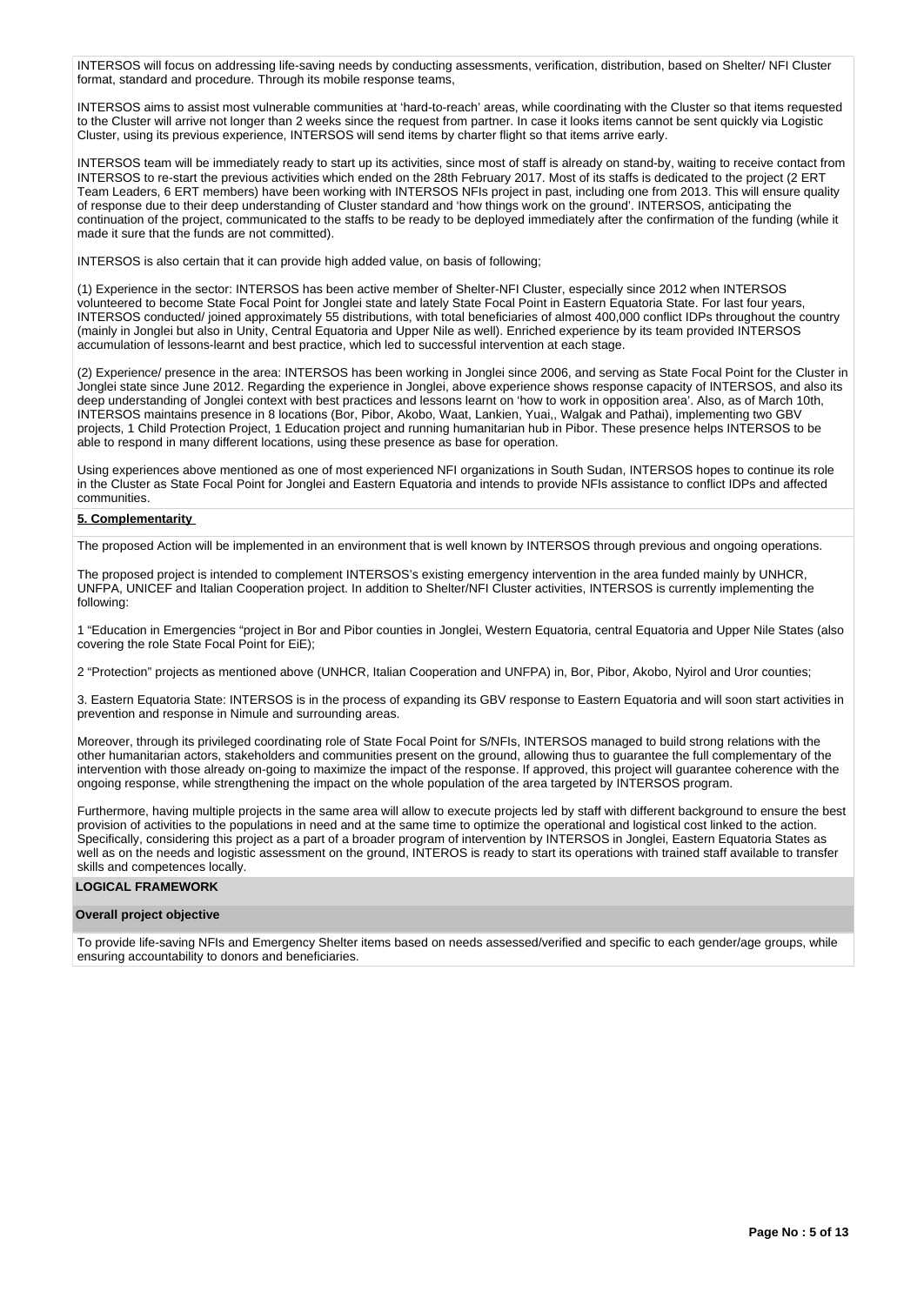INTERSOS will focus on addressing life-saving needs by conducting assessments, verification, distribution, based on Shelter/ NFI Cluster format, standard and procedure. Through its mobile response teams,

INTERSOS aims to assist most vulnerable communities at 'hard-to-reach' areas, while coordinating with the Cluster so that items requested to the Cluster will arrive not longer than 2 weeks since the request from partner. In case it looks items cannot be sent quickly via Logistic Cluster, using its previous experience, INTERSOS will send items by charter flight so that items arrive early.

INTERSOS team will be immediately ready to start up its activities, since most of staff is already on stand-by, waiting to receive contact from INTERSOS to re-start the previous activities which ended on the 28th February 2017. Most of its staffs is dedicated to the project (2 ERT Team Leaders, 6 ERT members) have been working with INTERSOS NFIs project in past, including one from 2013. This will ensure quality of response due to their deep understanding of Cluster standard and 'how things work on the ground'. INTERSOS, anticipating the continuation of the project, communicated to the staffs to be ready to be deployed immediately after the confirmation of the funding (while it made it sure that the funds are not committed).

INTERSOS is also certain that it can provide high added value, on basis of following;

(1) Experience in the sector: INTERSOS has been active member of Shelter-NFI Cluster, especially since 2012 when INTERSOS volunteered to become State Focal Point for Jonglei state and lately State Focal Point in Eastern Equatoria State. For last four years, INTERSOS conducted/ joined approximately 55 distributions, with total beneficiaries of almost 400,000 conflict IDPs throughout the country (mainly in Jonglei but also in Unity, Central Equatoria and Upper Nile as well). Enriched experience by its team provided INTERSOS accumulation of lessons-learnt and best practice, which led to successful intervention at each stage.

(2) Experience/ presence in the area: INTERSOS has been working in Jonglei since 2006, and serving as State Focal Point for the Cluster in Jonglei state since June 2012. Regarding the experience in Jonglei, above experience shows response capacity of INTERSOS, and also its deep understanding of Jonglei context with best practices and lessons learnt on 'how to work in opposition area'. Also, as of March 10th, INTERSOS maintains presence in 8 locations (Bor, Pibor, Akobo, Waat, Lankien, Yuai,, Walgak and Pathai), implementing two GBV projects, 1 Child Protection Project, 1 Education project and running humanitarian hub in Pibor. These presence helps INTERSOS to be able to respond in many different locations, using these presence as base for operation.

Using experiences above mentioned as one of most experienced NFI organizations in South Sudan, INTERSOS hopes to continue its role in the Cluster as State Focal Point for Jonglei and Eastern Equatoria and intends to provide NFIs assistance to conflict IDPs and affected communities.

**5. Complementarity**

The proposed Action will be implemented in an environment that is well known by INTERSOS through previous and ongoing operations.

The proposed project is intended to complement INTERSOS's existing emergency intervention in the area funded mainly by UNHCR, UNFPA, UNICEF and Italian Cooperation project. In addition to Shelter/NFI Cluster activities, INTERSOS is currently implementing the following:

1 "Education in Emergencies "project in Bor and Pibor counties in Jonglei, Western Equatoria, central Equatoria and Upper Nile States (also covering the role State Focal Point for EiE);

2 "Protection" projects as mentioned above (UNHCR, Italian Cooperation and UNFPA) in, Bor, Pibor, Akobo, Nyirol and Uror counties;

3. Eastern Equatoria State: INTERSOS is in the process of expanding its GBV response to Eastern Equatoria and will soon start activities in prevention and response in Nimule and surrounding areas.

Moreover, through its privileged coordinating role of State Focal Point for S/NFIs, INTERSOS managed to build strong relations with the other humanitarian actors, stakeholders and communities present on the ground, allowing thus to guarantee the full complementary of the intervention with those already on-going to maximize the impact of the response. If approved, this project will guarantee coherence with the ongoing response, while strengthening the impact on the whole population of the area targeted by INTERSOS program.

Furthermore, having multiple projects in the same area will allow to execute projects led by staff with different background to ensure the best provision of activities to the populations in need and at the same time to optimize the operational and logistical cost linked to the action. Specifically, considering this project as a part of a broader program of intervention by INTERSOS in Jonglei, Eastern Equatoria States as well as on the needs and logistic assessment on the ground, INTEROS is ready to start its operations with trained staff available to transfer skills and competences locally.

## LOGICAL FRAMEWORK

**Overall project objective**

To provide life-saving NFIs and Emergency Shelter items based on needs assessed/verified and specific to each gender/age groups, while ensuring accountability to donors and beneficiaries.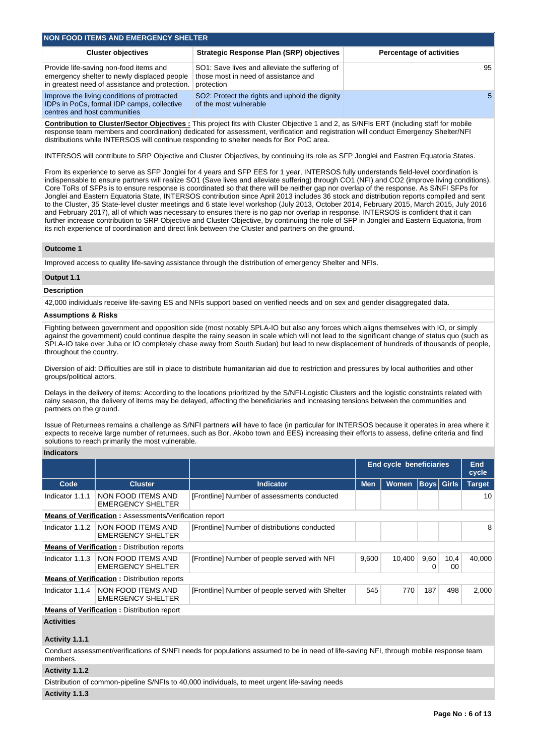## NON FOOD ITEMS AND EMERGENCY SHELTER

| Cluster objectives | Strategic Response Plan (SRP) objectives | Percentage of activities |
|---|---|---|
| Provide life-saving non-food items and emergency shelter to newly displaced people in greatest need of assistance and protection. | SO1: Save lives and alleviate the suffering of those most in need of assistance and protection | 95 |
| Improve the living conditions of protracted IDPs in PoCs, formal IDP camps, collective centres and host communities | SO2: Protect the rights and uphold the dignity of the most vulnerable | 5 |

**Contribution to Cluster/Sector Objectives :** This project fits with Cluster Objective 1 and 2, as S/NFIs ERT (including staff for mobile response team members and coordination) dedicated for assessment, verification and registration will conduct Emergency Shelter/NFI distributions while INTERSOS will continue responding to shelter needs for Bor PoC area.

INTERSOS will contribute to SRP Objective and Cluster Objectives, by continuing its role as SFP Jonglei and Eastren Equatoria States.

From its experience to serve as SFP Jonglei for 4 years and SFP EES for 1 year, INTERSOS fully understands field-level coordination is indispensable to ensure partners will realize SO1 (Save lives and alleviate suffering) through CO1 (NFI) and CO2 (improve living conditions). Core ToRs of SFPs is to ensure response is coordinated so that there will be neither gap nor overlap of the response. As S/NFI SFPs for Jonglei and Eastern Equatoria State, INTERSOS contribution since April 2013 includes 36 stock and distribution reports compiled and sent to the Cluster, 35 State-level cluster meetings and 6 state level workshop (July 2013, October 2014, February 2015, March 2015, July 2016 and February 2017), all of which was necessary to ensures there is no gap nor overlap in response. INTERSOS is confident that it can further increase contribution to SRP Objective and Cluster Objective, by continuing the role of SFP in Jonglei and Eastern Equatoria, from its rich experience of coordination and direct link between the Cluster and partners on the ground.

### Outcome 1

Improved access to quality life-saving assistance through the distribution of emergency Shelter and NFIs.

### Output 1.1

**Description**

42,000 individuals receive life-saving ES and NFIs support based on verified needs and on sex and gender disaggregated data.

**Assumptions & Risks**

Fighting between government and opposition side (most notably SPLA-IO but also any forces which aligns themselves with IO, or simply against the government) could continue despite the rainy season in scale which will not lead to the significant change of status quo (such as SPLA-IO take over Juba or IO completely chase away from South Sudan) but lead to new displacement of hundreds of thousands of people, throughout the country.

Diversion of aid: Difficulties are still in place to distribute humanitarian aid due to restriction and pressures by local authorities and other groups/political actors.

Delays in the delivery of items: According to the locations prioritized by the S/NFI-Logistic Clusters and the logistic constraints related with rainy season, the delivery of items may be delayed, affecting the beneficiaries and increasing tensions between the communities and partners on the ground.

Issue of Returnees remains a challenge as S/NFI partners will have to face (in particular for INTERSOS because it operates in area where it expects to receive large number of returnees, such as Bor, Akobo town and EES) increasing their efforts to assess, define criteria and find solutions to reach primarily the most vulnerable.

**Indicators**

| | | | End cycle beneficiaries | | | | End cycle |
|---|---|---|---|---|---|---|---|
| Code | Cluster | Indicator | Men | Women | Boys | Girls | Target |
| Indicator 1.1.1 | NON FOOD ITEMS AND EMERGENCY SHELTER | [Frontline] Number of assessments conducted | | | | | 10 |
| **Means of Verification :** Assessments/Verification report | | | | | | | |
| Indicator 1.1.2 | NON FOOD ITEMS AND EMERGENCY SHELTER | [Frontline] Number of distributions conducted | | | | | 8 |
| **Means of Verification :** Distribution reports | | | | | | | |
| Indicator 1.1.3 | NON FOOD ITEMS AND EMERGENCY SHELTER | [Frontline] Number of people served with NFI | 9,600 | 10,400 | 9,600 | 10,400 | 40,000 |
| **Means of Verification :** Distribution reports | | | | | | | |
| Indicator 1.1.4 | NON FOOD ITEMS AND EMERGENCY SHELTER | [Frontline] Number of people served with Shelter | 545 | 770 | 187 | 498 | 2,000 |
| **Means of Verification :** Distribution report | | | | | | | |

**Activities**

**Activity 1.1.1**

Conduct assessment/verifications of S/NFI needs for populations assumed to be in need of life-saving NFI, through mobile response team members.

**Activity 1.1.2**

Distribution of common-pipeline S/NFIs to 40,000 individuals, to meet urgent life-saving needs

**Activity 1.1.3**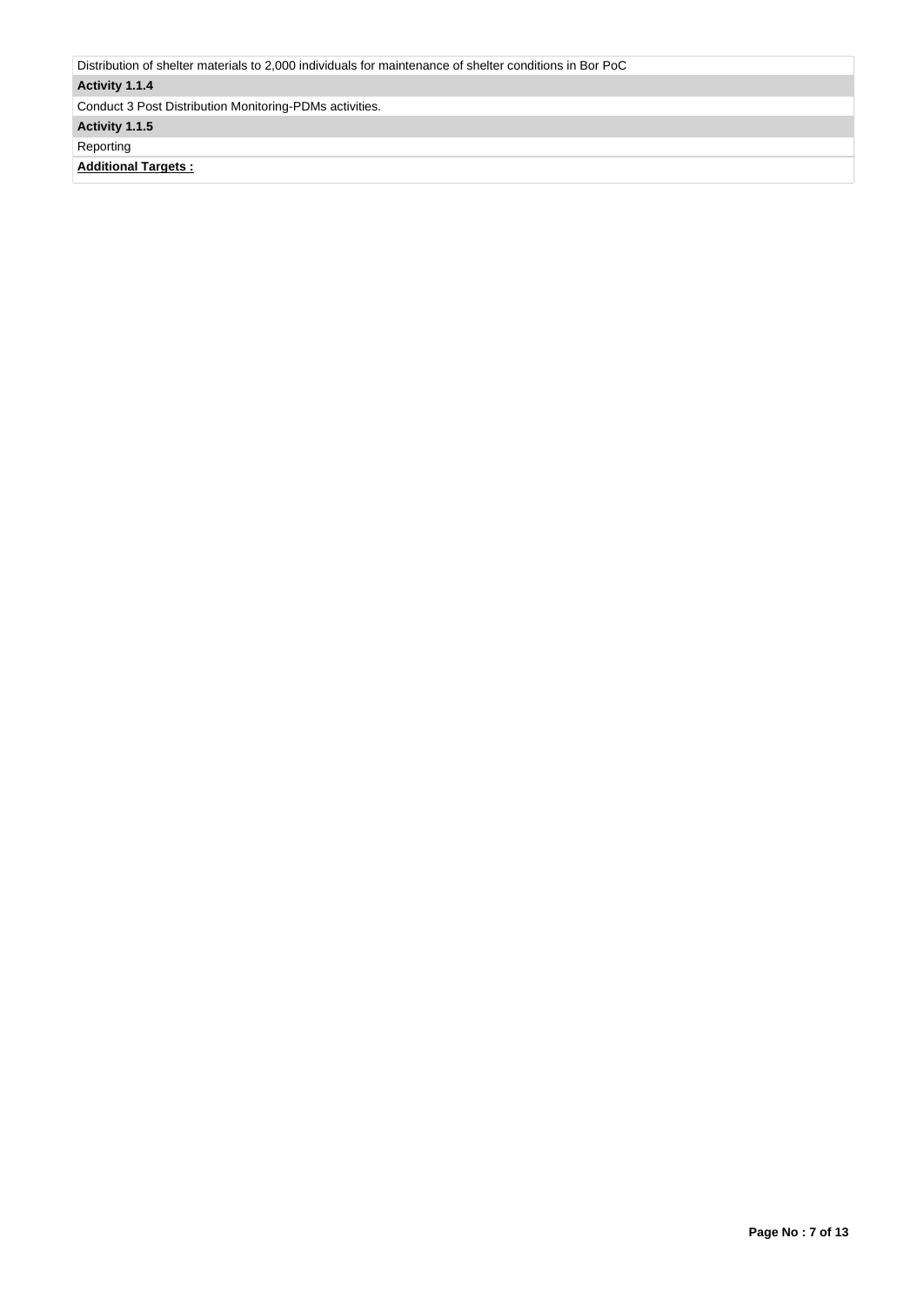Distribution of shelter materials to 2,000 individuals for maintenance of shelter conditions in Bor PoC

**Activity 1.1.4**

Conduct 3 Post Distribution Monitoring-PDMs activities.

**Activity 1.1.5**

Reporting

**Additional Targets :**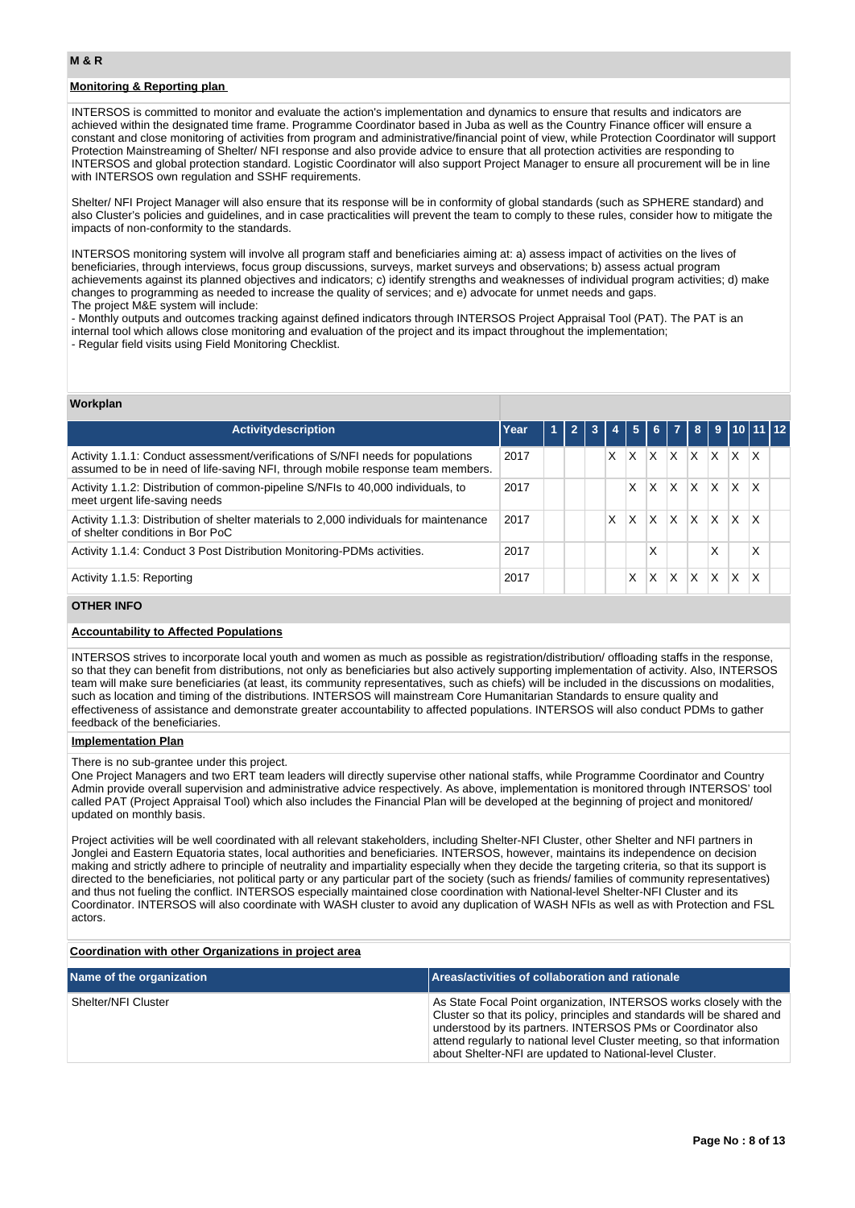## M & R

### Monitoring & Reporting plan

INTERSOS is committed to monitor and evaluate the action's implementation and dynamics to ensure that results and indicators are achieved within the designated time frame. Programme Coordinator based in Juba as well as the Country Finance officer will ensure a constant and close monitoring of activities from program and administrative/financial point of view, while Protection Coordinator will support Protection Mainstreaming of Shelter/ NFI response and also provide advice to ensure that all protection activities are responding to INTERSOS and global protection standard. Logistic Coordinator will also support Project Manager to ensure all procurement will be in line with INTERSOS own regulation and SSHF requirements.

Shelter/ NFI Project Manager will also ensure that its response will be in conformity of global standards (such as SPHERE standard) and also Cluster's policies and guidelines, and in case practicalities will prevent the team to comply to these rules, consider how to mitigate the impacts of non-conformity to the standards.

INTERSOS monitoring system will involve all program staff and beneficiaries aiming at: a) assess impact of activities on the lives of beneficiaries, through interviews, focus group discussions, surveys, market surveys and observations; b) assess actual program achievements against its planned objectives and indicators; c) identify strengths and weaknesses of individual program activities; d) make changes to programming as needed to increase the quality of services; and e) advocate for unmet needs and gaps.
The project M&E system will include:
- Monthly outputs and outcomes tracking against defined indicators through INTERSOS Project Appraisal Tool (PAT). The PAT is an internal tool which allows close monitoring and evaluation of the project and its impact throughout the implementation;
- Regular field visits using Field Monitoring Checklist.

### Workplan

| Activitydescription | Year | 1 | 2 | 3 | 4 | 5 | 6 | 7 | 8 | 9 | 10 | 11 | 12 |
|---|---|---|---|---|---|---|---|---|---|---|---|---|---|
| Activity 1.1.1: Conduct assessment/verifications of S/NFI needs for populations assumed to be in need of life-saving NFI, through mobile response team members. | 2017 | | | | X | X | X | X | X | X | X | X | |
| Activity 1.1.2: Distribution of common-pipeline S/NFIs to 40,000 individuals, to meet urgent life-saving needs | 2017 | | | | | X | X | X | X | X | X | X | |
| Activity 1.1.3: Distribution of shelter materials to 2,000 individuals for maintenance of shelter conditions in Bor PoC | 2017 | | | | X | X | X | X | X | X | X | X | |
| Activity 1.1.4: Conduct 3 Post Distribution Monitoring-PDMs activities. | 2017 | | | | | | X | | | X | | X | |
| Activity 1.1.5: Reporting | 2017 | | | | | X | X | X | X | X | X | X | |

## OTHER INFO

### Accountability to Affected Populations

INTERSOS strives to incorporate local youth and women as much as possible as registration/distribution/ offloading staffs in the response, so that they can benefit from distributions, not only as beneficiaries but also actively supporting implementation of activity. Also, INTERSOS team will make sure beneficiaries (at least, its community representatives, such as chiefs) will be included in the discussions on modalities, such as location and timing of the distributions. INTERSOS will mainstream Core Humanitarian Standards to ensure quality and effectiveness of assistance and demonstrate greater accountability to affected populations. INTERSOS will also conduct PDMs to gather feedback of the beneficiaries.

### Implementation Plan

There is no sub-grantee under this project.
One Project Managers and two ERT team leaders will directly supervise other national staffs, while Programme Coordinator and Country Admin provide overall supervision and administrative advice respectively. As above, implementation is monitored through INTERSOS' tool called PAT (Project Appraisal Tool) which also includes the Financial Plan will be developed at the beginning of project and monitored/ updated on monthly basis.

Project activities will be well coordinated with all relevant stakeholders, including Shelter-NFI Cluster, other Shelter and NFI partners in Jonglei and Eastern Equatoria states, local authorities and beneficiaries. INTERSOS, however, maintains its independence on decision making and strictly adhere to principle of neutrality and impartiality especially when they decide the targeting criteria, so that its support is directed to the beneficiaries, not political party or any particular part of the society (such as friends/ families of community representatives) and thus not fueling the conflict. INTERSOS especially maintained close coordination with National-level Shelter-NFI Cluster and its Coordinator. INTERSOS will also coordinate with WASH cluster to avoid any duplication of WASH NFIs as well as with Protection and FSL actors.

### Coordination with other Organizations in project area

| Name of the organization | Areas/activities of collaboration and rationale |
|---|---|
| Shelter/NFI Cluster | As State Focal Point organization, INTERSOS works closely with the Cluster so that its policy, principles and standards will be shared and understood by its partners. INTERSOS PMs or Coordinator also attend regularly to national level Cluster meeting, so that information about Shelter-NFI are updated to National-level Cluster. |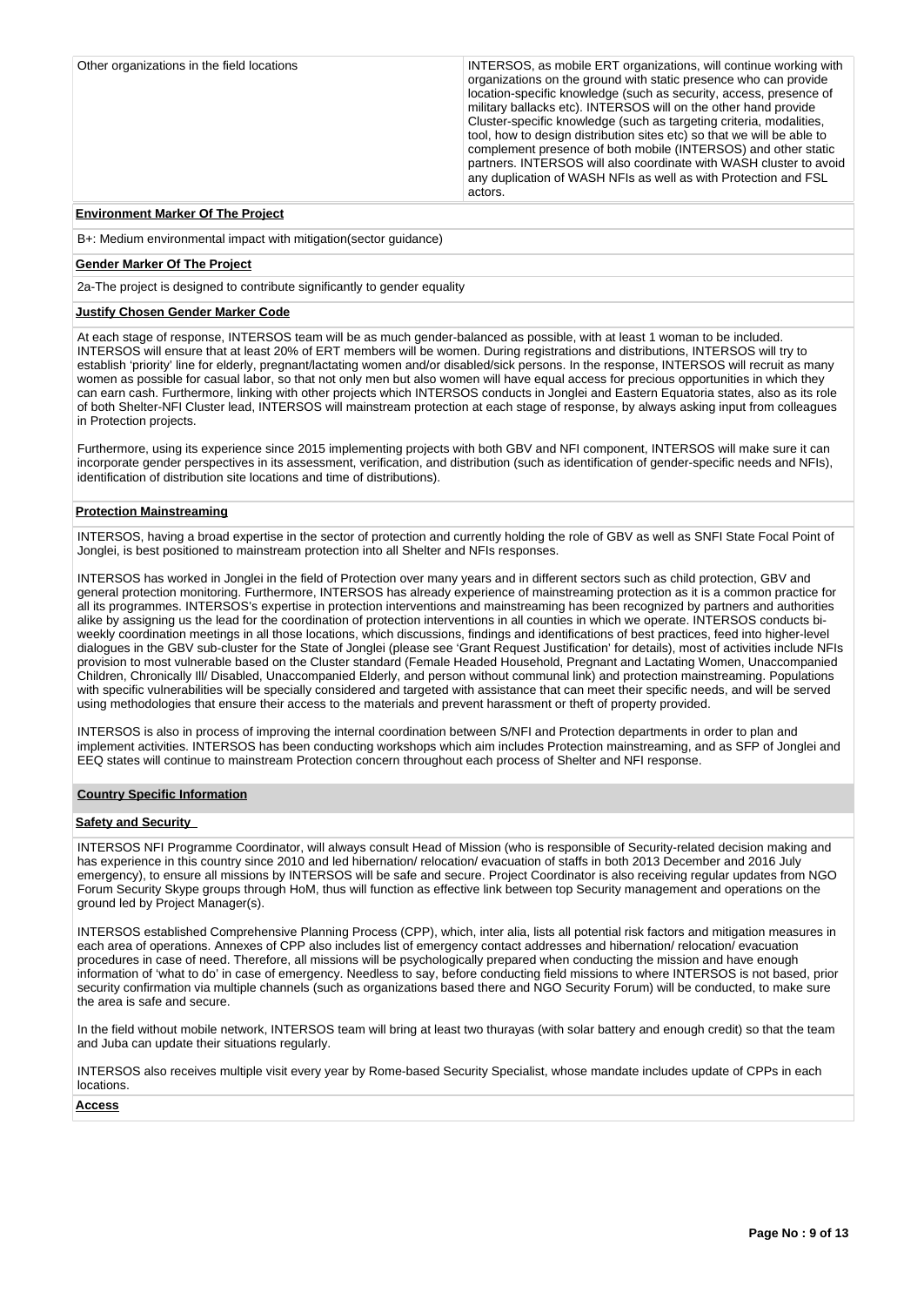| Other organizations in the field locations | INTERSOS, as mobile ERT organizations, will continue working with organizations on the ground with static presence who can provide location-specific knowledge (such as security, access, presence of military ballacks etc). INTERSOS will on the other hand provide Cluster-specific knowledge (such as targeting criteria, modalities, tool, how to design distribution sites etc) so that we will be able to complement presence of both mobile (INTERSOS) and other static partners. INTERSOS will also coordinate with WASH cluster to avoid any duplication of WASH NFIs as well as with Protection and FSL actors. |
|---|---|

**Environment Marker Of The Project**

B+: Medium environmental impact with mitigation(sector guidance)

**Gender Marker Of The Project**

2a-The project is designed to contribute significantly to gender equality

**Justify Chosen Gender Marker Code**

At each stage of response, INTERSOS team will be as much gender-balanced as possible, with at least 1 woman to be included. INTERSOS will ensure that at least 20% of ERT members will be women. During registrations and distributions, INTERSOS will try to establish 'priority' line for elderly, pregnant/lactating women and/or disabled/sick persons. In the response, INTERSOS will recruit as many women as possible for casual labor, so that not only men but also women will have equal access for precious opportunities in which they can earn cash. Furthermore, linking with other projects which INTERSOS conducts in Jonglei and Eastern Equatoria states, also as its role of both Shelter-NFI Cluster lead, INTERSOS will mainstream protection at each stage of response, by always asking input from colleagues in Protection projects.

Furthermore, using its experience since 2015 implementing projects with both GBV and NFI component, INTERSOS will make sure it can incorporate gender perspectives in its assessment, verification, and distribution (such as identification of gender-specific needs and NFIs), identification of distribution site locations and time of distributions).

**Protection Mainstreaming**

INTERSOS, having a broad expertise in the sector of protection and currently holding the role of GBV as well as SNFI State Focal Point of Jonglei, is best positioned to mainstream protection into all Shelter and NFIs responses.

INTERSOS has worked in Jonglei in the field of Protection over many years and in different sectors such as child protection, GBV and general protection monitoring. Furthermore, INTERSOS has already experience of mainstreaming protection as it is a common practice for all its programmes. INTERSOS's expertise in protection interventions and mainstreaming has been recognized by partners and authorities alike by assigning us the lead for the coordination of protection interventions in all counties in which we operate. INTERSOS conducts bi-weekly coordination meetings in all those locations, which discussions, findings and identifications of best practices, feed into higher-level dialogues in the GBV sub-cluster for the State of Jonglei (please see 'Grant Request Justification' for details), most of activities include NFIs provision to most vulnerable based on the Cluster standard (Female Headed Household, Pregnant and Lactating Women, Unaccompanied Children, Chronically Ill/ Disabled, Unaccompanied Elderly, and person without communal link) and protection mainstreaming. Populations with specific vulnerabilities will be specially considered and targeted with assistance that can meet their specific needs, and will be served using methodologies that ensure their access to the materials and prevent harassment or theft of property provided.

INTERSOS is also in process of improving the internal coordination between S/NFI and Protection departments in order to plan and implement activities. INTERSOS has been conducting workshops which aims include Protection mainstreaming, and as SFP of Jonglei and EEQ states will continue to mainstream Protection concern throughout each process of Shelter and NFI response.

**Country Specific Information**

**Safety and Security**

INTERSOS NFI Programme Coordinator, will always consult Head of Mission (who is responsible of Security-related decision making and has experience in this country since 2010 and led hibernation/ relocation/ evacuation of staffs in both 2013 December and 2016 July emergency), to ensure all missions by INTERSOS will be safe and secure. Project Coordinator is also receiving regular updates from NGO Forum Security Skype groups through HoM, thus will function as effective link between top Security management and operations on the ground led by Project Manager(s).

INTERSOS established Comprehensive Planning Process (CPP), which, inter alia, lists all potential risk factors and mitigation measures in each area of operations. Annexes of CPP also includes list of emergency contact addresses and hibernation/ relocation/ evacuation procedures in case of need. Therefore, all missions will be psychologically prepared when conducting the mission and have enough information of 'what to do' in case of emergency. Needless to say, before conducting field missions to where INTERSOS is not based, prior security confirmation via multiple channels (such as organizations based there and NGO Security Forum) will be conducted, to make sure the area is safe and secure.

In the field without mobile network, INTERSOS team will bring at least two thurayas (with solar battery and enough credit) so that the team and Juba can update their situations regularly.

INTERSOS also receives multiple visit every year by Rome-based Security Specialist, whose mandate includes update of CPPs in each locations.

**Access**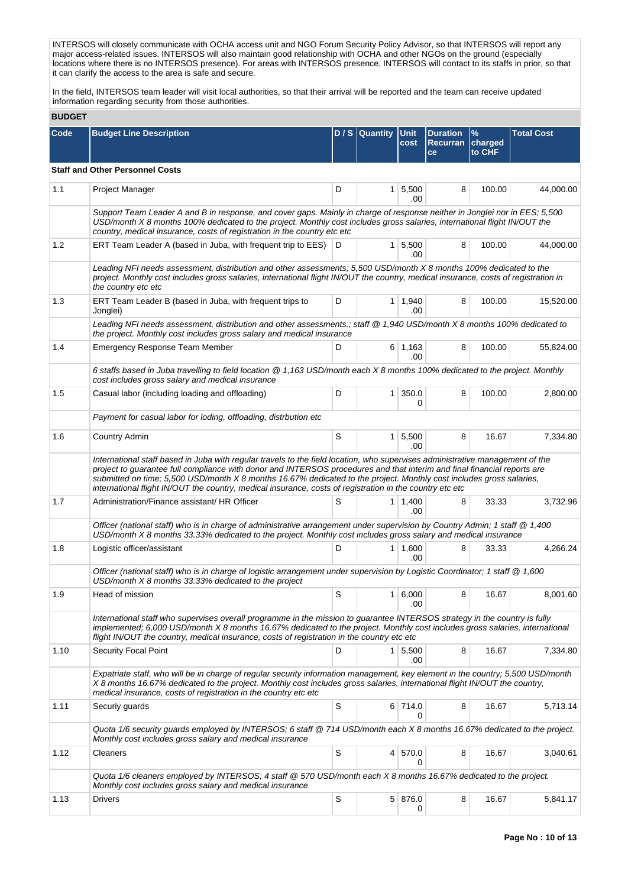INTERSOS will closely communicate with OCHA access unit and NGO Forum Security Policy Advisor, so that INTERSOS will report any major access-related issues. INTERSOS will also maintain good relationship with OCHA and other NGOs on the ground (especially locations where there is no INTERSOS presence). For areas with INTERSOS presence, INTERSOS will contact to its staffs in prior, so that it can clarify the access to the area is safe and secure.

In the field, INTERSOS team leader will visit local authorities, so that their arrival will be reported and the team can receive updated information regarding security from those authorities.

## BUDGET

| Code | Budget Line Description | D / S | Quantity | Unit cost | Duration Recurrance | % charged to CHF | Total Cost |
|---|---|---|---|---|---|---|---|
| **Staff and Other Personnel Costs** | | | | | | | |
| 1.1 | Project Manager | D | 1 | 5,500.00 | 8 | 100.00 | 44,000.00 |
| | *Support Team Leader A and B in response, and cover gaps. Mainly in charge of response neither in Jonglei nor in EES; 5,500 USD/month X 8 months 100% dedicated to the project. Monthly cost includes gross salaries, international flight IN/OUT the country, medical insurance, costs of registration in the country etc etc* | | | | | | |
| 1.2 | ERT Team Leader A (based in Juba, with frequent trip to EES) | D | 1 | 5,500.00 | 8 | 100.00 | 44,000.00 |
| | *Leading NFI needs assessment, distribution and other assessments; 5,500 USD/month X 8 months 100% dedicated to the project. Monthly cost includes gross salaries, international flight IN/OUT the country, medical insurance, costs of registration in the country etc etc* | | | | | | |
| 1.3 | ERT Team Leader B (based in Juba, with frequent trips to Jonglei) | D | 1 | 1,940.00 | 8 | 100.00 | 15,520.00 |
| | *Leading NFI needs assessment, distribution and other assessments.; staff @ 1,940 USD/month X 8 months 100% dedicated to the project. Monthly cost includes gross salary and medical insurance* | | | | | | |
| 1.4 | Emergency Response Team Member | D | 6 | 1,163.00 | 8 | 100.00 | 55,824.00 |
| | *6 staffs based in Juba travelling to field location @ 1,163 USD/month each X 8 months 100% dedicated to the project. Monthly cost includes gross salary and medical insurance* | | | | | | |
| 1.5 | Casual labor (including loading and offloading) | D | 1 | 350.00 | 8 | 100.00 | 2,800.00 |
| | *Payment for casual labor for loding, offloading, distrbution etc* | | | | | | |
| 1.6 | Country Admin | S | 1 | 5,500.00 | 8 | 16.67 | 7,334.80 |
| | *International staff based in Juba with regular travels to the field location, who supervises administrative management of the project to guarantee full compliance with donor and INTERSOS procedures and that interim and final financial reports are submitted on time; 5,500 USD/month X 8 months 16.67% dedicated to the project. Monthly cost includes gross salaries, international flight IN/OUT the country, medical insurance, costs of registration in the country etc etc* | | | | | | |
| 1.7 | Administration/Finance assistant/ HR Officer | S | 1 | 1,400.00 | 8 | 33.33 | 3,732.96 |
| | *Officer (national staff) who is in charge of administrative arrangement under supervision by Country Admin; 1 staff @ 1,400 USD/month X 8 months 33.33% dedicated to the project. Monthly cost includes gross salary and medical insurance* | | | | | | |
| 1.8 | Logistic officer/assistant | D | 1 | 1,600.00 | 8 | 33.33 | 4,266.24 |
| | *Officer (national staff) who is in charge of logistic arrangement under supervision by Logistic Coordinator; 1 staff @ 1,600 USD/month X 8 months 33.33% dedicated to the project* | | | | | | |
| 1.9 | Head of mission | S | 1 | 6,000.00 | 8 | 16.67 | 8,001.60 |
| | *International staff who supervises overall programme in the mission to guarantee INTERSOS strategy in the country is fully implemented; 6,000 USD/month X 8 months 16.67% dedicated to the project. Monthly cost includes gross salaries, international flight IN/OUT the country, medical insurance, costs of registration in the country etc etc* | | | | | | |
| 1.10 | Security Focal Point | D | 1 | 5,500.00 | 8 | 16.67 | 7,334.80 |
| | *Expatriate staff, who will be in charge of regular security information management, key element in the country; 5,500 USD/month X 8 months 16.67% dedicated to the project. Monthly cost includes gross salaries, international flight IN/OUT the country, medical insurance, costs of registration in the country etc etc* | | | | | | |
| 1.11 | Securiy guards | S | 6 | 714.00 | 8 | 16.67 | 5,713.14 |
| | *Quota 1/6 security guards employed by INTERSOS; 6 staff @ 714 USD/month each X 8 months 16.67% dedicated to the project. Monthly cost includes gross salary and medical insurance* | | | | | | |
| 1.12 | Cleaners | S | 4 | 570.00 | 8 | 16.67 | 3,040.61 |
| | *Quota 1/6 cleaners employed by INTERSOS; 4 staff @ 570 USD/month each X 8 months 16.67% dedicated to the project. Monthly cost includes gross salary and medical insurance* | | | | | | |
| 1.13 | Drivers | S | 5 | 876.00 | 8 | 16.67 | 5,841.17 |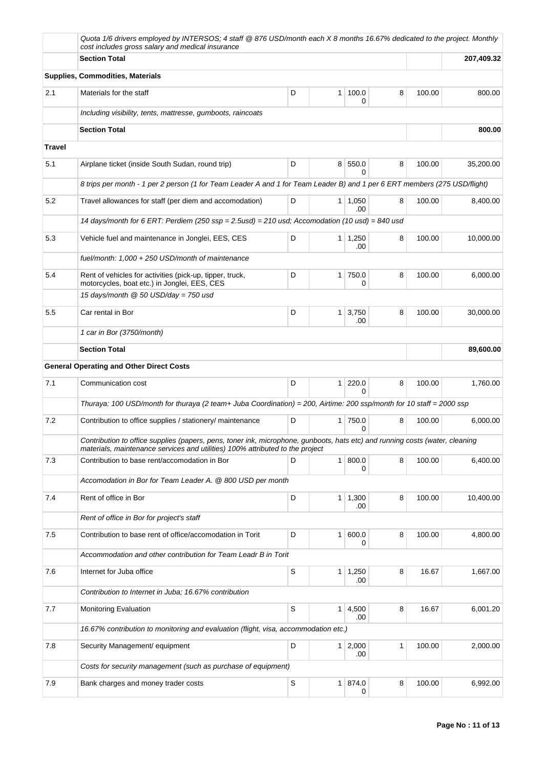| | | | | | | | |
|---|---|---|---|---|---|---|---|
| | *Quota 1/6 drivers employed by INTERSOS; 4 staff @ 876 USD/month each X 8 months 16.67% dedicated to the project. Monthly cost includes gross salary and medical insurance* | | | | | | |
| | **Section Total** | | | | | | **207,409.32** |
| | **Supplies, Commodities, Materials** | | | | | | |
| 2.1 | Materials for the staff | D | 1 | 100.00 | 8 | 100.00 | 800.00 |
| | *Including visibility, tents, mattresse, gumboots, raincoats* | | | | | | |
| | **Section Total** | | | | | | **800.00** |
| **Travel** | | | | | | | |
| 5.1 | Airplane ticket (inside South Sudan, round trip) | D | 8 | 550.00 | 8 | 100.00 | 35,200.00 |
| | *8 trips per month - 1 per 2 person (1 for Team Leader A and 1 for Team Leader B) and 1 per 6 ERT members (275 USD/flight)* | | | | | | |
| 5.2 | Travel allowances for staff (per diem and accomodation) | D | 1 | 1,050.00 | 8 | 100.00 | 8,400.00 |
| | *14 days/month for 6 ERT: Perdiem (250 ssp = 2.5usd) = 210 usd; Accomodation (10 usd) = 840 usd* | | | | | | |
| 5.3 | Vehicle fuel and maintenance in Jonglei, EES, CES | D | 1 | 1,250.00 | 8 | 100.00 | 10,000.00 |
| | *fuel/month: 1,000 + 250 USD/month of maintenance* | | | | | | |
| 5.4 | Rent of vehicles for activities (pick-up, tipper, truck, motorcycles, boat etc.) in Jonglei, EES, CES | D | 1 | 750.00 | 8 | 100.00 | 6,000.00 |
| | *15 days/month @ 50 USD/day = 750 usd* | | | | | | |
| 5.5 | Car rental in Bor | D | 1 | 3,750.00 | 8 | 100.00 | 30,000.00 |
| | *1 car in Bor (3750/month)* | | | | | | |
| | **Section Total** | | | | | | **89,600.00** |
| | **General Operating and Other Direct Costs** | | | | | | |
| 7.1 | Communication cost | D | 1 | 220.00 | 8 | 100.00 | 1,760.00 |
| | *Thuraya: 100 USD/month for thuraya (2 team+ Juba Coordination) = 200, Airtime: 200 ssp/month for 10 staff = 2000 ssp* | | | | | | |
| 7.2 | Contribution to office supplies / stationery/ maintenance | D | 1 | 750.00 | 8 | 100.00 | 6,000.00 |
| | *Contribution to office supplies (papers, pens, toner ink, microphone, gunboots, hats etc) and running costs (water, cleaning materials, maintenance services and utilities) 100% attributed to the project* | | | | | | |
| 7.3 | Contribution to base rent/accomodation in Bor | D | 1 | 800.00 | 8 | 100.00 | 6,400.00 |
| | *Accomodation in Bor for Team Leader A. @ 800 USD per month* | | | | | | |
| 7.4 | Rent of office in Bor | D | 1 | 1,300.00 | 8 | 100.00 | 10,400.00 |
| | *Rent of office in Bor for project's staff* | | | | | | |
| 7.5 | Contribution to base rent of office/accomodation in Torit | D | 1 | 600.00 | 8 | 100.00 | 4,800.00 |
| | *Accommodation and other contribution for Team Leadr B in Torit* | | | | | | |
| 7.6 | Internet for Juba office | S | 1 | 1,250.00 | 8 | 16.67 | 1,667.00 |
| | *Contribution to Internet in Juba; 16.67% contribution* | | | | | | |
| 7.7 | Monitoring Evaluation | S | 1 | 4,500.00 | 8 | 16.67 | 6,001.20 |
| | *16.67% contribution to monitoring and evaluation (flight, visa, accommodation etc.)* | | | | | | |
| 7.8 | Security Management/ equipment | D | 1 | 2,000.00 | 1 | 100.00 | 2,000.00 |
| | *Costs for security management (such as purchase of equipment)* | | | | | | |
| 7.9 | Bank charges and money trader costs | S | 1 | 874.00 | 8 | 100.00 | 6,992.00 |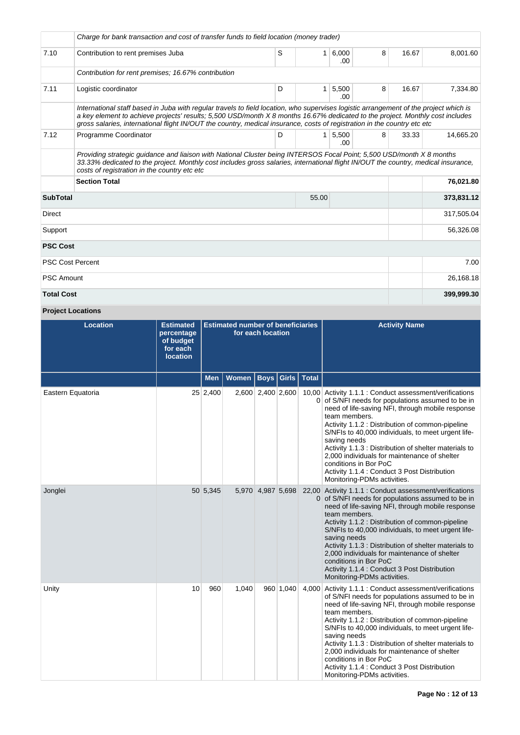| | | | | | | | |
|---|---|---|---|---|---|---|---|
| | *Charge for bank transaction and cost of transfer funds to field location (money trader)* | | | | | | |
| 7.10 | Contribution to rent premises Juba | S | 1 | 6,000.00 | 8 | 16.67 | 8,001.60 |
| | *Contribution for rent premises; 16.67% contribution* | | | | | | |
| 7.11 | Logistic coordinator | D | 1 | 5,500.00 | 8 | 16.67 | 7,334.80 |
| | *International staff based in Juba with regular travels to field location, who supervises logistic arrangement of the project which is a key element to achieve projects' results; 5,500 USD/month X 8 months 16.67% dedicated to the project. Monthly cost includes gross salaries, international flight IN/OUT the country, medical insurance, costs of registration in the country etc etc* | | | | | | |
| 7.12 | Programme Coordinator | D | 1 | 5,500.00 | 8 | 33.33 | 14,665.20 |
| | *Providing strategic guidance and liaison with National Cluster being INTERSOS Focal Point; 5,500 USD/month X 8 months 33.33% dedicated to the project. Monthly cost includes gross salaries, international flight IN/OUT the country, medical insurance, costs of registration in the country etc etc* | | | | | | |
| | **Section Total** | | | | | | **76,021.80** |
| **SubTotal** | | | 55.00 | | | | **373,831.12** |
| Direct | | | | | | | 317,505.04 |
| Support | | | | | | | 56,326.08 |
| **PSC Cost** | | | | | | | |
| PSC Cost Percent | | | | | | | 7.00 |
| PSC Amount | | | | | | | 26,168.18 |
| **Total Cost** | | | | | | | **399,999.30** |

**Project Locations**

| Location | Estimated percentage of budget for each location | Estimated number of beneficiaries for each location | | | | | Activity Name |
|---|---|---|---|---|---|---|---|
| | | Men | Women | Boys | Girls | Total | |
| Eastern Equatoria | 25 | 2,400 | 2,600 | 2,400 | 2,600 | 10,000 | Activity 1.1.1 : Conduct assessment/verifications of S/NFI needs for populations assumed to be in need of life-saving NFI, through mobile response team members.<br>Activity 1.1.2 : Distribution of common-pipeline S/NFIs to 40,000 individuals, to meet urgent life-saving needs<br>Activity 1.1.3 : Distribution of shelter materials to 2,000 individuals for maintenance of shelter conditions in Bor PoC<br>Activity 1.1.4 : Conduct 3 Post Distribution Monitoring-PDMs activities. |
| Jonglei | 50 | 5,345 | 5,970 | 4,987 | 5,698 | 22,000 | Activity 1.1.1 : Conduct assessment/verifications of S/NFI needs for populations assumed to be in need of life-saving NFI, through mobile response team members.<br>Activity 1.1.2 : Distribution of common-pipeline S/NFIs to 40,000 individuals, to meet urgent life-saving needs<br>Activity 1.1.3 : Distribution of shelter materials to 2,000 individuals for maintenance of shelter conditions in Bor PoC<br>Activity 1.1.4 : Conduct 3 Post Distribution Monitoring-PDMs activities. |
| Unity | 10 | 960 | 1,040 | 960 | 1,040 | 4,000 | Activity 1.1.1 : Conduct assessment/verifications of S/NFI needs for populations assumed to be in need of life-saving NFI, through mobile response team members.<br>Activity 1.1.2 : Distribution of common-pipeline S/NFIs to 40,000 individuals, to meet urgent life-saving needs<br>Activity 1.1.3 : Distribution of shelter materials to 2,000 individuals for maintenance of shelter conditions in Bor PoC<br>Activity 1.1.4 : Conduct 3 Post Distribution Monitoring-PDMs activities. |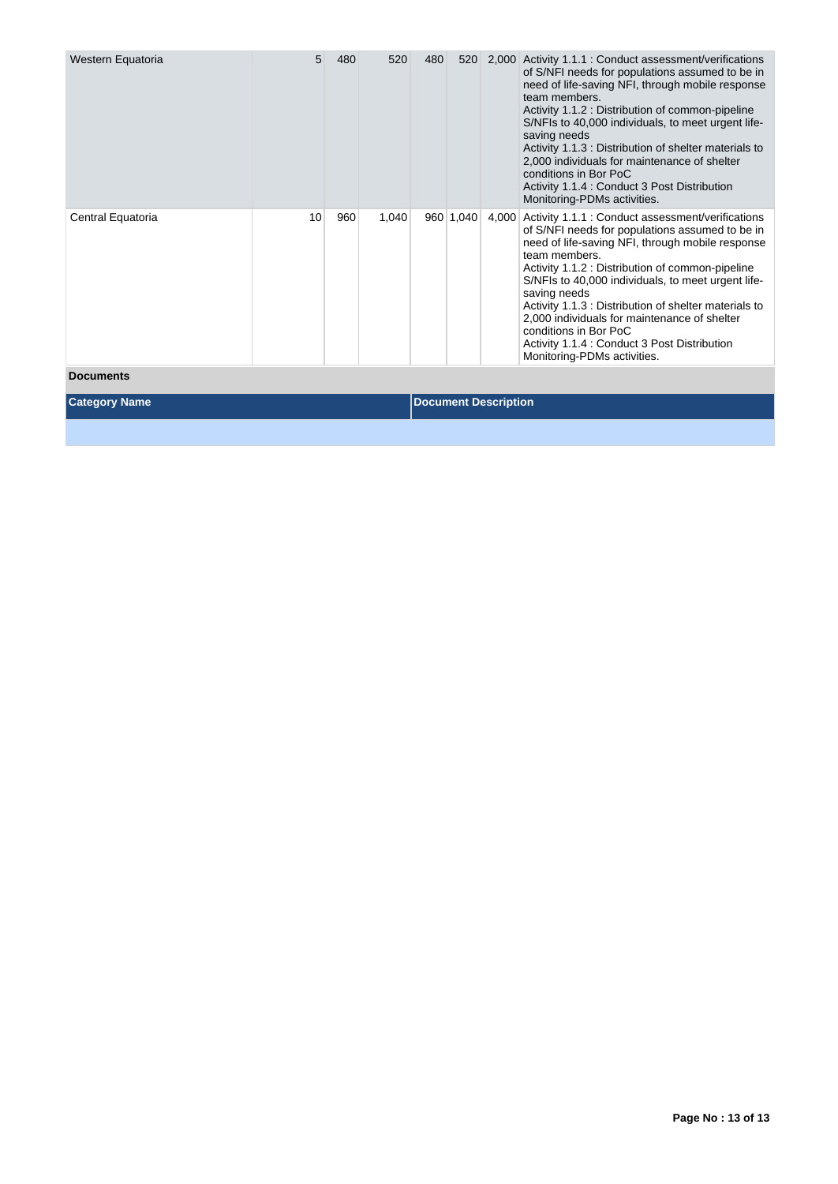| | | | | | | | |
|---|---|---|---|---|---|---|---|
| Western Equatoria | 5 | 480 | 520 | 480 | 520 | 2,000 | Activity 1.1.1 : Conduct assessment/verifications of S/NFI needs for populations assumed to be in need of life-saving NFI, through mobile response team members.<br>Activity 1.1.2 : Distribution of common-pipeline S/NFIs to 40,000 individuals, to meet urgent life-saving needs<br>Activity 1.1.3 : Distribution of shelter materials to 2,000 individuals for maintenance of shelter conditions in Bor PoC<br>Activity 1.1.4 : Conduct 3 Post Distribution Monitoring-PDMs activities. |
| Central Equatoria | 10 | 960 | 1,040 | 960 | 1,040 | 4,000 | Activity 1.1.1 : Conduct assessment/verifications of S/NFI needs for populations assumed to be in need of life-saving NFI, through mobile response team members.<br>Activity 1.1.2 : Distribution of common-pipeline S/NFIs to 40,000 individuals, to meet urgent life-saving needs<br>Activity 1.1.3 : Distribution of shelter materials to 2,000 individuals for maintenance of shelter conditions in Bor PoC<br>Activity 1.1.4 : Conduct 3 Post Distribution Monitoring-PDMs activities. |

**Documents**

| Category Name | Document Description |
|---|---|
| | |